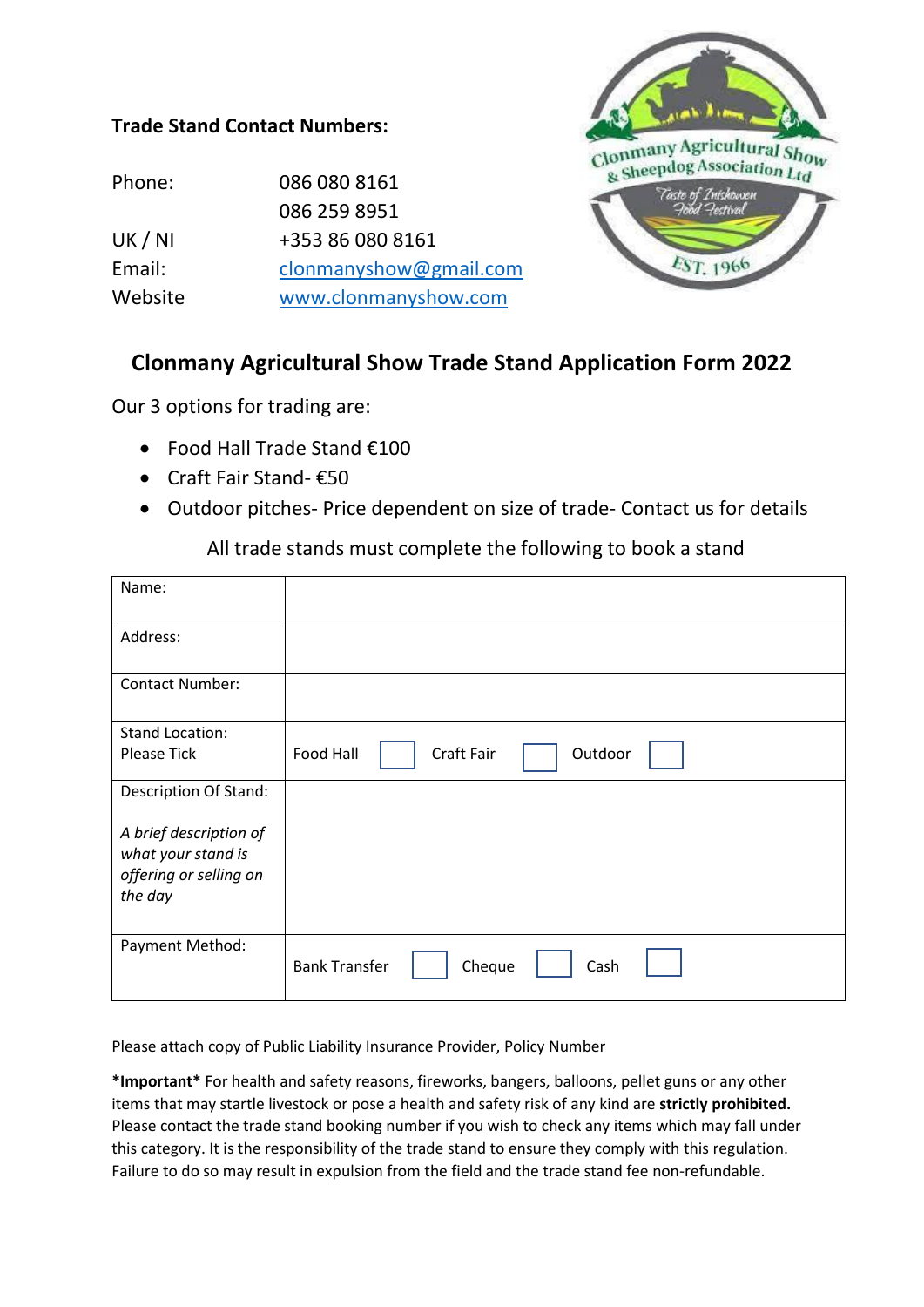**Trade Stand Contact Numbers:**

| | |
|---|---|
| Phone: | 086 080 8161 |
| | 086 259 8951 |
| UK / NI | +353 86 080 8161 |
| Email: | clonmanyshow@gmail.com |
| Website | www.clonmanyshow.com |

Clonmany Agricultural Show & Sheepdog Association Ltd

Taste of Inishowen Food Festival

EST. 1966

## Clonmany Agricultural Show Trade Stand Application Form 2022

Our 3 options for trading are:

- Food Hall Trade Stand €100
- Craft Fair Stand- €50
- Outdoor pitches- Price dependent on size of trade- Contact us for details

All trade stands must complete the following to book a stand

| | |
|---|---|
| Name: | |
| Address: | |
| Contact Number: | |
| Stand Location: Please Tick | Food Hall ☐ Craft Fair ☐ Outdoor ☐ |
| Description Of Stand: *A brief description of what your stand is offering or selling on the day* | |
| Payment Method: | Bank Transfer ☐ Cheque ☐ Cash ☐ |

Please attach copy of Public Liability Insurance Provider, Policy Number

***Important*** For health and safety reasons, fireworks, bangers, balloons, pellet guns or any other items that may startle livestock or pose a health and safety risk of any kind are **strictly prohibited.** Please contact the trade stand booking number if you wish to check any items which may fall under this category. It is the responsibility of the trade stand to ensure they comply with this regulation. Failure to do so may result in expulsion from the field and the trade stand fee non-refundable.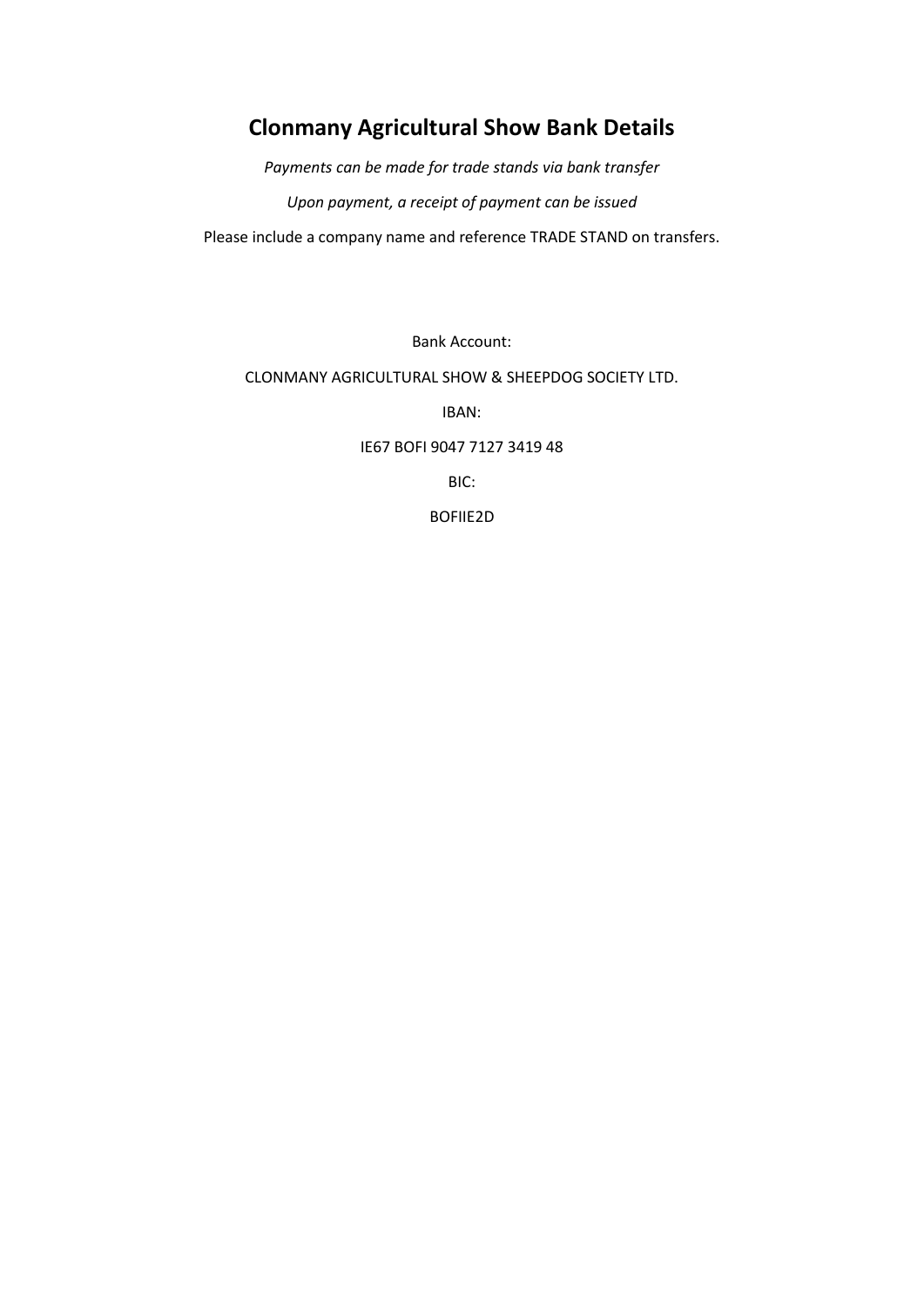# Clonmany Agricultural Show Bank Details

*Payments can be made for trade stands via bank transfer*

*Upon payment, a receipt of payment can be issued*

Please include a company name and reference TRADE STAND on transfers.

Bank Account:

CLONMANY AGRICULTURAL SHOW & SHEEPDOG SOCIETY LTD.

IBAN:

IE67 BOFI 9047 7127 3419 48

BIC:

BOFIIE2D